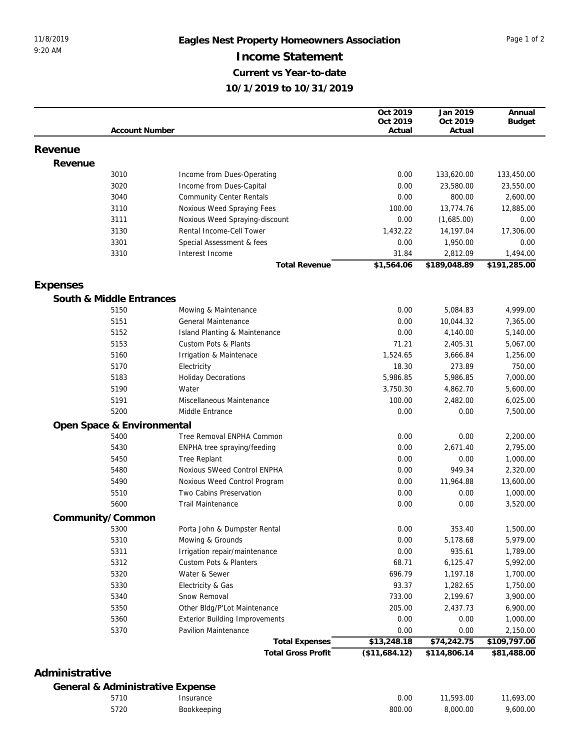# Eagles Nest Property Homeowners Association

## Income Statement

### Current vs Year-to-date

### 10/1/2019 to 10/31/2019

11/8/2019 9:20 AM

| Account Number | | Oct 2019 Oct 2019 Actual | Jan 2019 Oct 2019 Actual | Annual Budget |
|---|---|---|---|---|
| **Revenue** | | | | |
| **Revenue** | | | | |
| 3010 | Income from Dues-Operating | 0.00 | 133,620.00 | 133,450.00 |
| 3020 | Income from Dues-Capital | 0.00 | 23,580.00 | 23,550.00 |
| 3040 | Community Center Rentals | 0.00 | 800.00 | 2,600.00 |
| 3110 | Noxious Weed Spraying Fees | 100.00 | 13,774.76 | 12,885.00 |
| 3111 | Noxious Weed Spraying-discount | 0.00 | (1,685.00) | 0.00 |
| 3130 | Rental Income-Cell Tower | 1,432.22 | 14,197.04 | 17,306.00 |
| 3301 | Special Assessment & fees | 0.00 | 1,950.00 | 0.00 |
| 3310 | Interest Income | 31.84 | 2,812.09 | 1,494.00 |
| | **Total Revenue** | **$1,564.06** | **$189,048.89** | **$191,285.00** |
| **Expenses** | | | | |
| **South & Middle Entrances** | | | | |
| 5150 | Mowing & Maintenance | 0.00 | 5,084.83 | 4,999.00 |
| 5151 | General Maintenance | 0.00 | 10,044.32 | 7,365.00 |
| 5152 | Island Planting & Maintenance | 0.00 | 4,140.00 | 5,140.00 |
| 5153 | Custom Pots & Plants | 71.21 | 2,405.31 | 5,067.00 |
| 5160 | Irrigation & Maintenace | 1,524.65 | 3,666.84 | 1,256.00 |
| 5170 | Electricity | 18.30 | 273.89 | 750.00 |
| 5183 | Holiday Decorations | 5,986.85 | 5,986.85 | 7,000.00 |
| 5190 | Water | 3,750.30 | 4,862.70 | 5,600.00 |
| 5191 | Miscellaneous Maintenance | 100.00 | 2,482.00 | 6,025.00 |
| 5200 | Middle Entrance | 0.00 | 0.00 | 7,500.00 |
| **Open Space & Environmental** | | | | |
| 5400 | Tree Removal ENPHA Common | 0.00 | 0.00 | 2,200.00 |
| 5430 | ENPHA tree spraying/feeding | 0.00 | 2,671.40 | 2,795.00 |
| 5450 | Tree Replant | 0.00 | 0.00 | 1,000.00 |
| 5480 | Noxious SWeed Control ENPHA | 0.00 | 949.34 | 2,320.00 |
| 5490 | Noxious Weed Control Program | 0.00 | 11,964.88 | 13,600.00 |
| 5510 | Two Cabins Preservation | 0.00 | 0.00 | 1,000.00 |
| 5600 | Trail Maintenance | 0.00 | 0.00 | 3,520.00 |
| **Community/Common** | | | | |
| 5300 | Porta John & Dumpster Rental | 0.00 | 353.40 | 1,500.00 |
| 5310 | Mowing & Grounds | 0.00 | 5,178.68 | 5,979.00 |
| 5311 | Irrigation repair/maintenance | 0.00 | 935.61 | 1,789.00 |
| 5312 | Custom Pots & Planters | 68.71 | 6,125.47 | 5,992.00 |
| 5320 | Water & Sewer | 696.79 | 1,197.18 | 1,700.00 |
| 5330 | Electricity & Gas | 93.37 | 1,282.65 | 1,750.00 |
| 5340 | Snow Removal | 733.00 | 2,199.67 | 3,900.00 |
| 5350 | Other Bldg/P'Lot Maintenance | 205.00 | 2,437.73 | 6,900.00 |
| 5360 | Exterior Building Improvements | 0.00 | 0.00 | 1,000.00 |
| 5370 | Pavilion Maintenance | 0.00 | 0.00 | 2,150.00 |
| | **Total Expenses** | **$13,248.18** | **$74,242.75** | **$109,797.00** |
| | **Total Gross Profit** | **($11,684.12)** | **$114,806.14** | **$81,488.00** |
| **Administrative** | | | | |
| **General & Administrative Expense** | | | | |
| 5710 | Insurance | 0.00 | 11,593.00 | 11,693.00 |
| 5720 | Bookkeeping | 800.00 | 8,000.00 | 9,600.00 |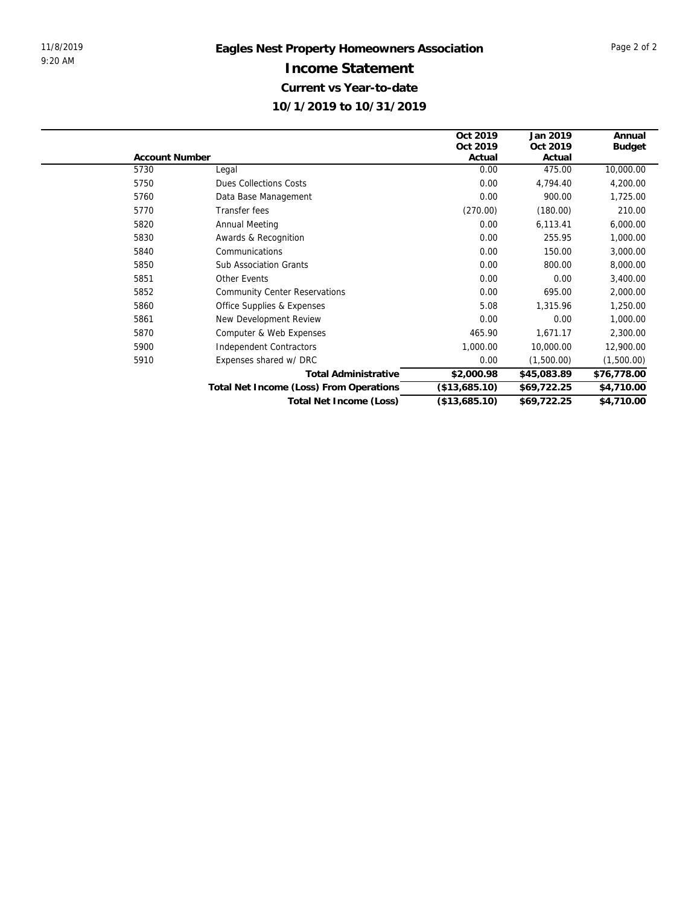# Eagles Nest Property Homeowners Association

## Income Statement

### Current vs Year-to-date

### 10/1/2019 to 10/31/2019

| Account Number | | Oct 2019<br>Oct 2019<br>Actual | Jan 2019<br>Oct 2019<br>Actual | Annual<br>Budget |
|---|---|---|---|---|
| 5730 | Legal | 0.00 | 475.00 | 10,000.00 |
| 5750 | Dues Collections Costs | 0.00 | 4,794.40 | 4,200.00 |
| 5760 | Data Base Management | 0.00 | 900.00 | 1,725.00 |
| 5770 | Transfer fees | (270.00) | (180.00) | 210.00 |
| 5820 | Annual Meeting | 0.00 | 6,113.41 | 6,000.00 |
| 5830 | Awards & Recognition | 0.00 | 255.95 | 1,000.00 |
| 5840 | Communications | 0.00 | 150.00 | 3,000.00 |
| 5850 | Sub Association Grants | 0.00 | 800.00 | 8,000.00 |
| 5851 | Other Events | 0.00 | 0.00 | 3,400.00 |
| 5852 | Community Center Reservations | 0.00 | 695.00 | 2,000.00 |
| 5860 | Office Supplies & Expenses | 5.08 | 1,315.96 | 1,250.00 |
| 5861 | New Development Review | 0.00 | 0.00 | 1,000.00 |
| 5870 | Computer & Web Expenses | 465.90 | 1,671.17 | 2,300.00 |
| 5900 | Independent Contractors | 1,000.00 | 10,000.00 | 12,900.00 |
| 5910 | Expenses shared w/ DRC | 0.00 | (1,500.00) | (1,500.00) |
| | **Total Administrative** | **$2,000.98** | **$45,083.89** | **$76,778.00** |
| | **Total Net Income (Loss) From Operations** | **($13,685.10)** | **$69,722.25** | **$4,710.00** |
| | **Total Net Income (Loss)** | **($13,685.10)** | **$69,722.25** | **$4,710.00** |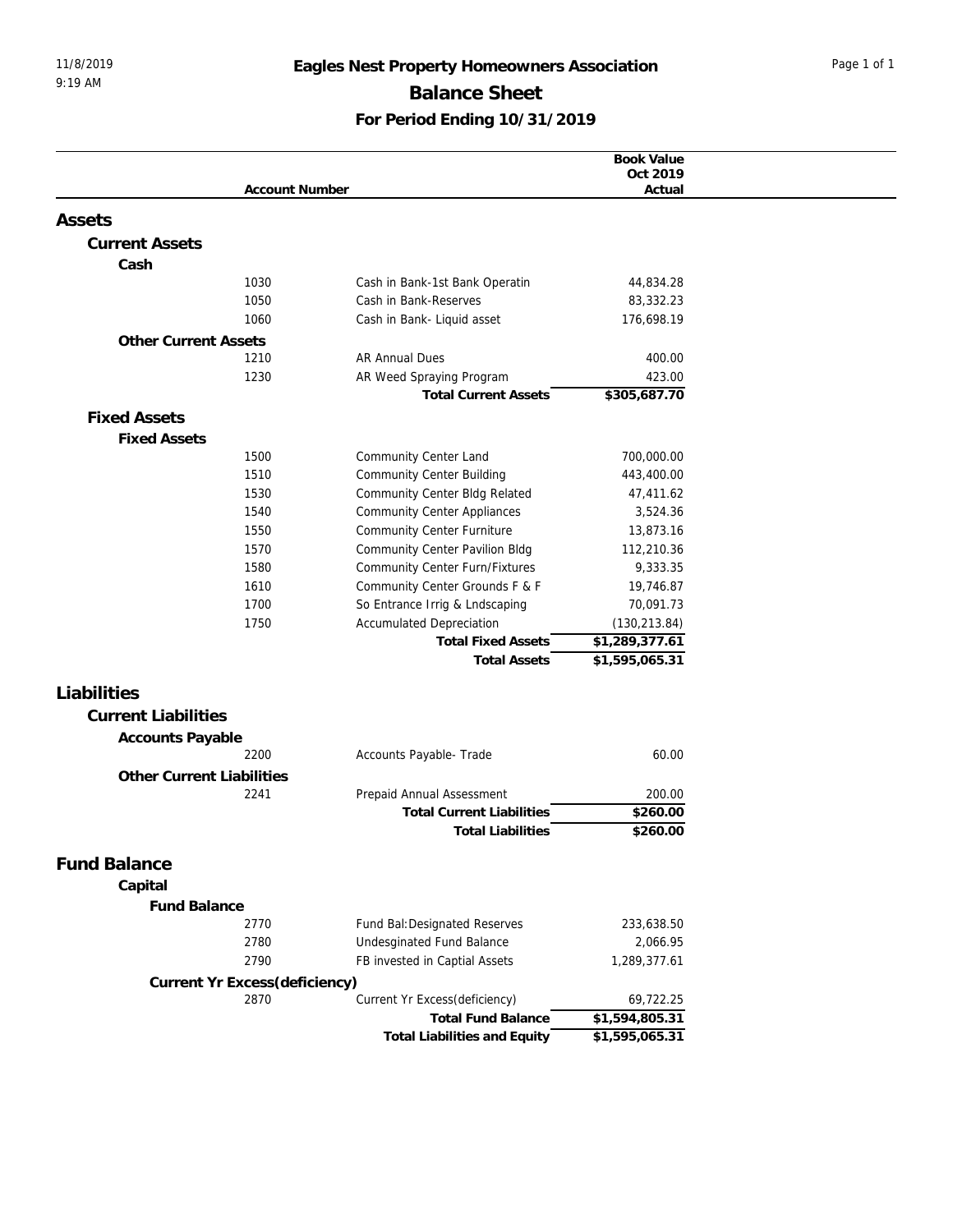# Eagles Nest Property Homeowners Association

## Balance Sheet

### For Period Ending 10/31/2019

| Account Number | | Book Value Oct 2019 Actual |
|---|---|---|
| **Assets** | | |
| **Current Assets** | | |
| **Cash** | | |
| 1030 | Cash in Bank-1st Bank Operatin | 44,834.28 |
| 1050 | Cash in Bank-Reserves | 83,332.23 |
| 1060 | Cash in Bank- Liquid asset | 176,698.19 |
| **Other Current Assets** | | |
| 1210 | AR Annual Dues | 400.00 |
| 1230 | AR Weed Spraying Program | 423.00 |
| | **Total Current Assets** | **$305,687.70** |
| **Fixed Assets** | | |
| **Fixed Assets** | | |
| 1500 | Community Center Land | 700,000.00 |
| 1510 | Community Center Building | 443,400.00 |
| 1530 | Community Center Bldg Related | 47,411.62 |
| 1540 | Community Center Appliances | 3,524.36 |
| 1550 | Community Center Furniture | 13,873.16 |
| 1570 | Community Center Pavilion Bldg | 112,210.36 |
| 1580 | Community Center Furn/Fixtures | 9,333.35 |
| 1610 | Community Center Grounds F & F | 19,746.87 |
| 1700 | So Entrance Irrig & Lndscaping | 70,091.73 |
| 1750 | Accumulated Depreciation | (130,213.84) |
| | **Total Fixed Assets** | **$1,289,377.61** |
| | **Total Assets** | **$1,595,065.31** |
| **Liabilities** | | |
| **Current Liabilities** | | |
| **Accounts Payable** | | |
| 2200 | Accounts Payable- Trade | 60.00 |
| **Other Current Liabilities** | | |
| 2241 | Prepaid Annual Assessment | 200.00 |
| | **Total Current Liabilities** | **$260.00** |
| | **Total Liabilities** | **$260.00** |
| **Fund Balance** | | |
| **Capital** | | |
| **Fund Balance** | | |
| 2770 | Fund Bal:Designated Reserves | 233,638.50 |
| 2780 | Undesginated Fund Balance | 2,066.95 |
| 2790 | FB invested in Captial Assets | 1,289,377.61 |
| **Current Yr Excess(deficiency)** | | |
| 2870 | Current Yr Excess(deficiency) | 69,722.25 |
| | **Total Fund Balance** | **$1,594,805.31** |
| | **Total Liabilities and Equity** | **$1,595,065.31** |